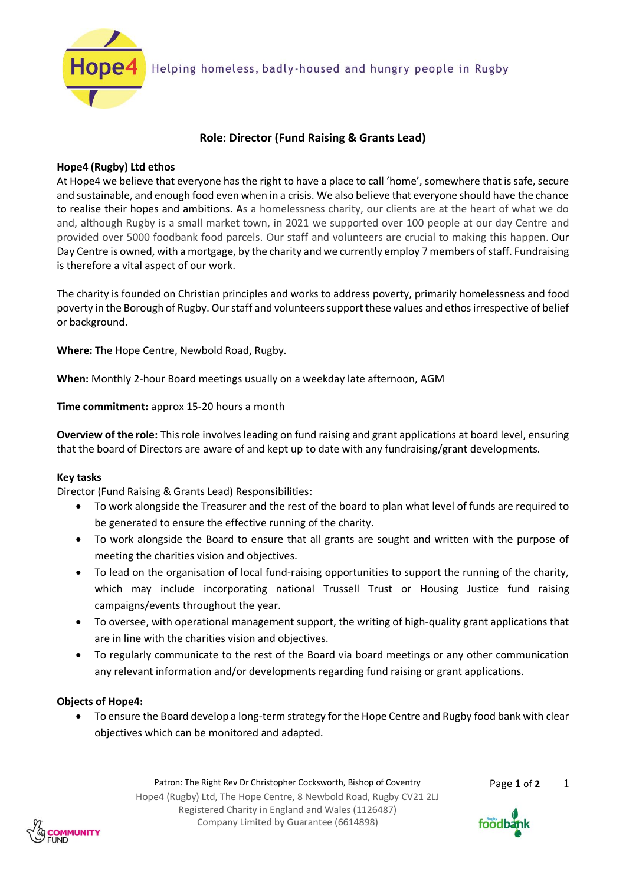Helping homeless, badly-housed and hungry people in Rugby

# Role: Director (Fund Raising & Grants Lead)

**Hope4 (Rugby) Ltd ethos**

At Hope4 we believe that everyone has the right to have a place to call 'home', somewhere that is safe, secure and sustainable, and enough food even when in a crisis. We also believe that everyone should have the chance to realise their hopes and ambitions. As a homelessness charity, our clients are at the heart of what we do and, although Rugby is a small market town, in 2021 we supported over 100 people at our day Centre and provided over 5000 foodbank food parcels. Our staff and volunteers are crucial to making this happen. Our Day Centre is owned, with a mortgage, by the charity and we currently employ 7 members of staff. Fundraising is therefore a vital aspect of our work.

The charity is founded on Christian principles and works to address poverty, primarily homelessness and food poverty in the Borough of Rugby. Our staff and volunteers support these values and ethos irrespective of belief or background.

**Where:** The Hope Centre, Newbold Road, Rugby.

**When:** Monthly 2-hour Board meetings usually on a weekday late afternoon, AGM

**Time commitment:** approx 15-20 hours a month

**Overview of the role:** This role involves leading on fund raising and grant applications at board level, ensuring that the board of Directors are aware of and kept up to date with any fundraising/grant developments.

**Key tasks**

Director (Fund Raising & Grants Lead) Responsibilities:

- To work alongside the Treasurer and the rest of the board to plan what level of funds are required to be generated to ensure the effective running of the charity.
- To work alongside the Board to ensure that all grants are sought and written with the purpose of meeting the charities vision and objectives.
- To lead on the organisation of local fund-raising opportunities to support the running of the charity, which may include incorporating national Trussell Trust or Housing Justice fund raising campaigns/events throughout the year.
- To oversee, with operational management support, the writing of high-quality grant applications that are in line with the charities vision and objectives.
- To regularly communicate to the rest of the Board via board meetings or any other communication any relevant information and/or developments regarding fund raising or grant applications.

**Objects of Hope4:**

- To ensure the Board develop a long-term strategy for the Hope Centre and Rugby food bank with clear objectives which can be monitored and adapted.

Patron: The Right Rev Dr Christopher Cocksworth, Bishop of Coventry
Hope4 (Rugby) Ltd, The Hope Centre, 8 Newbold Road, Rugby CV21 2LJ
Registered Charity in England and Wales (1126487)
Company Limited by Guarantee (6614898)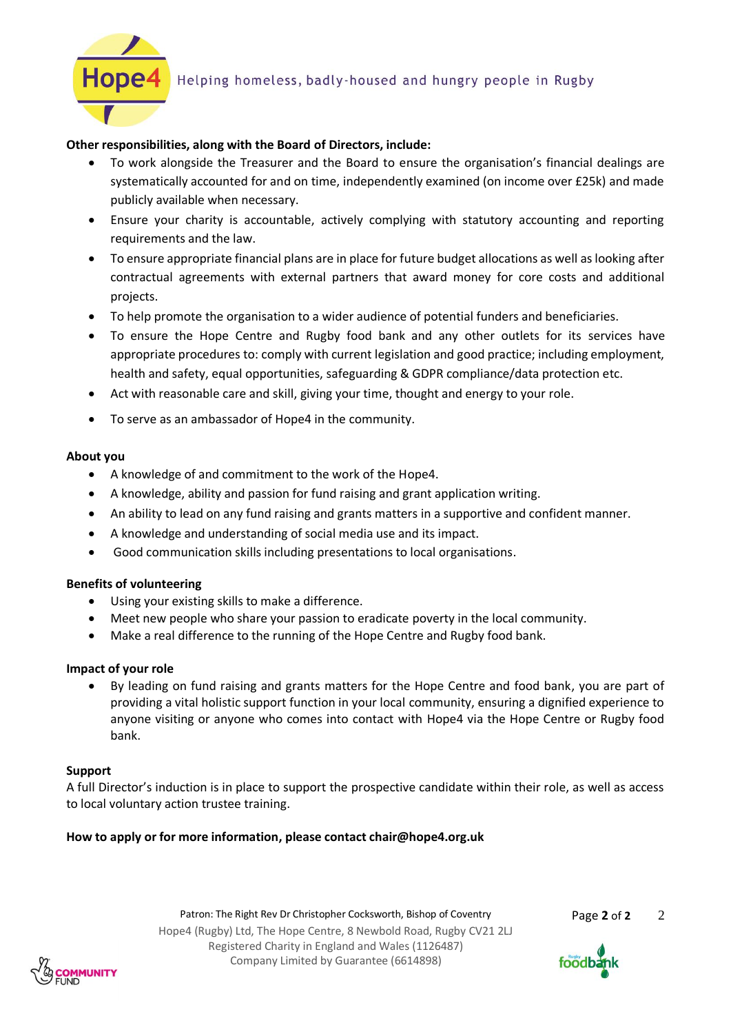**Other responsibilities, along with the Board of Directors, include:**

- To work alongside the Treasurer and the Board to ensure the organisation's financial dealings are systematically accounted for and on time, independently examined (on income over £25k) and made publicly available when necessary.
- Ensure your charity is accountable, actively complying with statutory accounting and reporting requirements and the law.
- To ensure appropriate financial plans are in place for future budget allocations as well as looking after contractual agreements with external partners that award money for core costs and additional projects.
- To help promote the organisation to a wider audience of potential funders and beneficiaries.
- To ensure the Hope Centre and Rugby food bank and any other outlets for its services have appropriate procedures to: comply with current legislation and good practice; including employment, health and safety, equal opportunities, safeguarding & GDPR compliance/data protection etc.
- Act with reasonable care and skill, giving your time, thought and energy to your role.
- To serve as an ambassador of Hope4 in the community.

**About you**

- A knowledge of and commitment to the work of the Hope4.
- A knowledge, ability and passion for fund raising and grant application writing.
- An ability to lead on any fund raising and grants matters in a supportive and confident manner.
- A knowledge and understanding of social media use and its impact.
- Good communication skills including presentations to local organisations.

**Benefits of volunteering**

- Using your existing skills to make a difference.
- Meet new people who share your passion to eradicate poverty in the local community.
- Make a real difference to the running of the Hope Centre and Rugby food bank.

**Impact of your role**

- By leading on fund raising and grants matters for the Hope Centre and food bank, you are part of providing a vital holistic support function in your local community, ensuring a dignified experience to anyone visiting or anyone who comes into contact with Hope4 via the Hope Centre or Rugby food bank.

**Support**

A full Director's induction is in place to support the prospective candidate within their role, as well as access to local voluntary action trustee training.

**How to apply or for more information, please contact chair@hope4.org.uk**

Patron: The Right Rev Dr Christopher Cocksworth, Bishop of Coventry
Hope4 (Rugby) Ltd, The Hope Centre, 8 Newbold Road, Rugby CV21 2LJ
Registered Charity in England and Wales (1126487)
Company Limited by Guarantee (6614898)